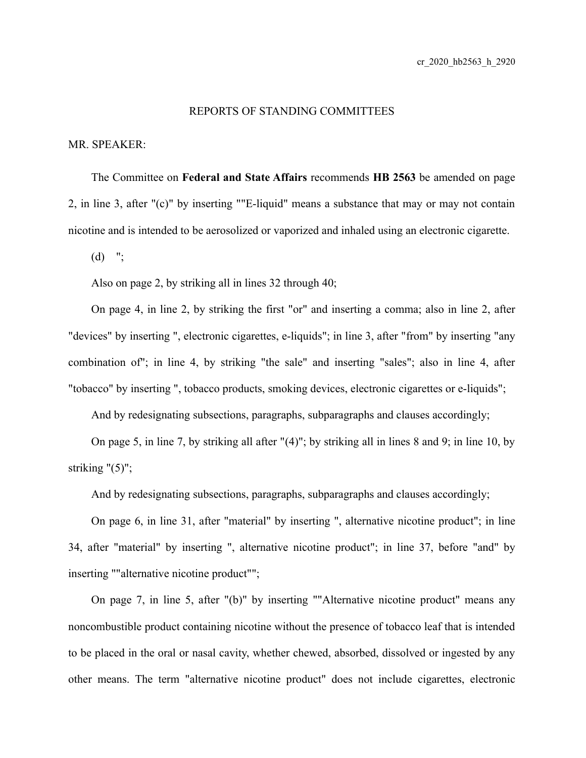REPORTS OF STANDING COMMITTEES

MR. SPEAKER:

The Committee on **Federal and State Affairs** recommends **HB 2563** be amended on page 2, in line 3, after "(c)" by inserting ""E-liquid" means a substance that may or may not contain nicotine and is intended to be aerosolized or vaporized and inhaled using an electronic cigarette.

(d) ";

Also on page 2, by striking all in lines 32 through 40;

On page 4, in line 2, by striking the first "or" and inserting a comma; also in line 2, after "devices" by inserting ", electronic cigarettes, e-liquids"; in line 3, after "from" by inserting "any combination of"; in line 4, by striking "the sale" and inserting "sales"; also in line 4, after "tobacco" by inserting ", tobacco products, smoking devices, electronic cigarettes or e-liquids";

And by redesignating subsections, paragraphs, subparagraphs and clauses accordingly;

On page 5, in line 7, by striking all after "(4)"; by striking all in lines 8 and 9; in line 10, by striking "(5)";

And by redesignating subsections, paragraphs, subparagraphs and clauses accordingly;

On page 6, in line 31, after "material" by inserting ", alternative nicotine product"; in line 34, after "material" by inserting ", alternative nicotine product"; in line 37, before "and" by inserting ""alternative nicotine product"";

On page 7, in line 5, after "(b)" by inserting ""Alternative nicotine product" means any noncombustible product containing nicotine without the presence of tobacco leaf that is intended to be placed in the oral or nasal cavity, whether chewed, absorbed, dissolved or ingested by any other means. The term "alternative nicotine product" does not include cigarettes, electronic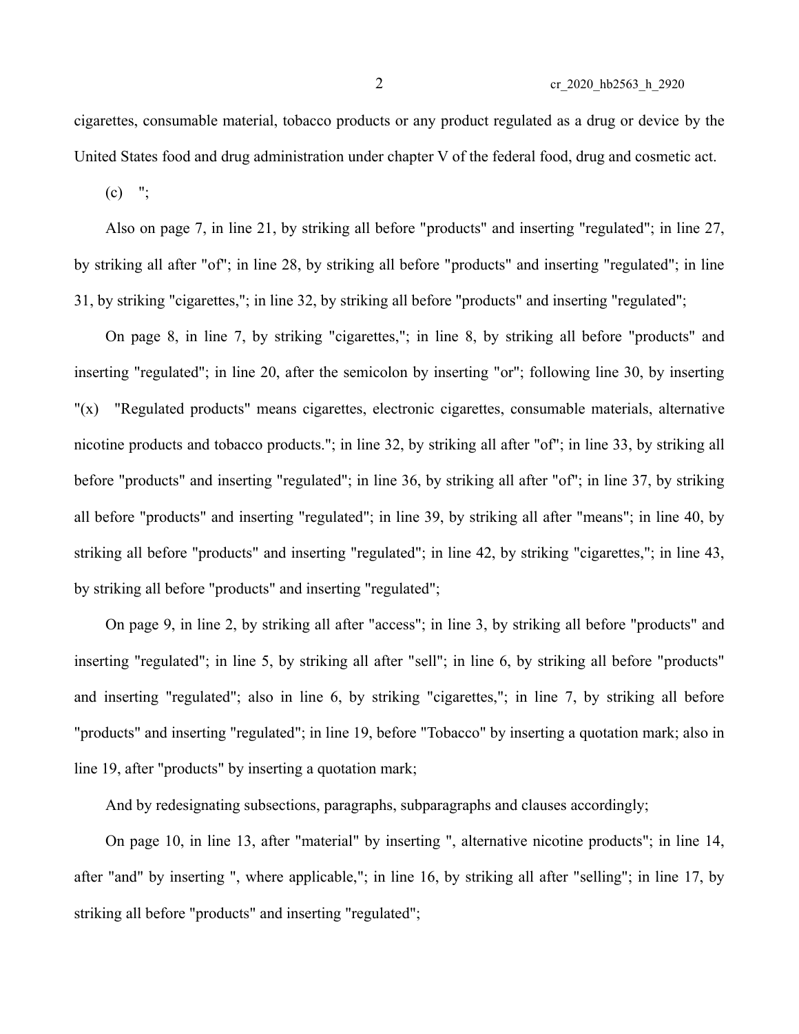cigarettes, consumable material, tobacco products or any product regulated as a drug or device by the United States food and drug administration under chapter V of the federal food, drug and cosmetic act.

(c) ";

Also on page 7, in line 21, by striking all before "products" and inserting "regulated"; in line 27, by striking all after "of"; in line 28, by striking all before "products" and inserting "regulated"; in line 31, by striking "cigarettes,"; in line 32, by striking all before "products" and inserting "regulated";

On page 8, in line 7, by striking "cigarettes,"; in line 8, by striking all before "products" and inserting "regulated"; in line 20, after the semicolon by inserting "or"; following line 30, by inserting "(x) "Regulated products" means cigarettes, electronic cigarettes, consumable materials, alternative nicotine products and tobacco products."; in line 32, by striking all after "of"; in line 33, by striking all before "products" and inserting "regulated"; in line 36, by striking all after "of"; in line 37, by striking all before "products" and inserting "regulated"; in line 39, by striking all after "means"; in line 40, by striking all before "products" and inserting "regulated"; in line 42, by striking "cigarettes,"; in line 43, by striking all before "products" and inserting "regulated";

On page 9, in line 2, by striking all after "access"; in line 3, by striking all before "products" and inserting "regulated"; in line 5, by striking all after "sell"; in line 6, by striking all before "products" and inserting "regulated"; also in line 6, by striking "cigarettes,"; in line 7, by striking all before "products" and inserting "regulated"; in line 19, before "Tobacco" by inserting a quotation mark; also in line 19, after "products" by inserting a quotation mark;

And by redesignating subsections, paragraphs, subparagraphs and clauses accordingly;

On page 10, in line 13, after "material" by inserting ", alternative nicotine products"; in line 14, after "and" by inserting ", where applicable,"; in line 16, by striking all after "selling"; in line 17, by striking all before "products" and inserting "regulated";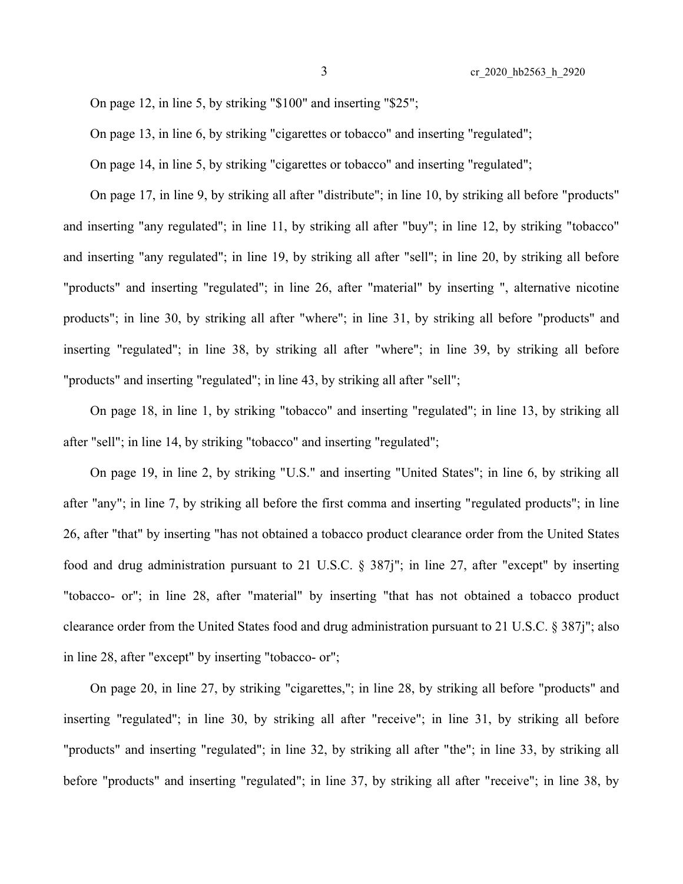On page 12, in line 5, by striking "$100" and inserting "$25";

On page 13, in line 6, by striking "cigarettes or tobacco" and inserting "regulated";

On page 14, in line 5, by striking "cigarettes or tobacco" and inserting "regulated";

On page 17, in line 9, by striking all after "distribute"; in line 10, by striking all before "products" and inserting "any regulated"; in line 11, by striking all after "buy"; in line 12, by striking "tobacco" and inserting "any regulated"; in line 19, by striking all after "sell"; in line 20, by striking all before "products" and inserting "regulated"; in line 26, after "material" by inserting ", alternative nicotine products"; in line 30, by striking all after "where"; in line 31, by striking all before "products" and inserting "regulated"; in line 38, by striking all after "where"; in line 39, by striking all before "products" and inserting "regulated"; in line 43, by striking all after "sell";

On page 18, in line 1, by striking "tobacco" and inserting "regulated"; in line 13, by striking all after "sell"; in line 14, by striking "tobacco" and inserting "regulated";

On page 19, in line 2, by striking "U.S." and inserting "United States"; in line 6, by striking all after "any"; in line 7, by striking all before the first comma and inserting "regulated products"; in line 26, after "that" by inserting "has not obtained a tobacco product clearance order from the United States food and drug administration pursuant to 21 U.S.C. § 387j"; in line 27, after "except" by inserting "tobacco- or"; in line 28, after "material" by inserting "that has not obtained a tobacco product clearance order from the United States food and drug administration pursuant to 21 U.S.C. § 387j"; also in line 28, after "except" by inserting "tobacco- or";

On page 20, in line 27, by striking "cigarettes,"; in line 28, by striking all before "products" and inserting "regulated"; in line 30, by striking all after "receive"; in line 31, by striking all before "products" and inserting "regulated"; in line 32, by striking all after "the"; in line 33, by striking all before "products" and inserting "regulated"; in line 37, by striking all after "receive"; in line 38, by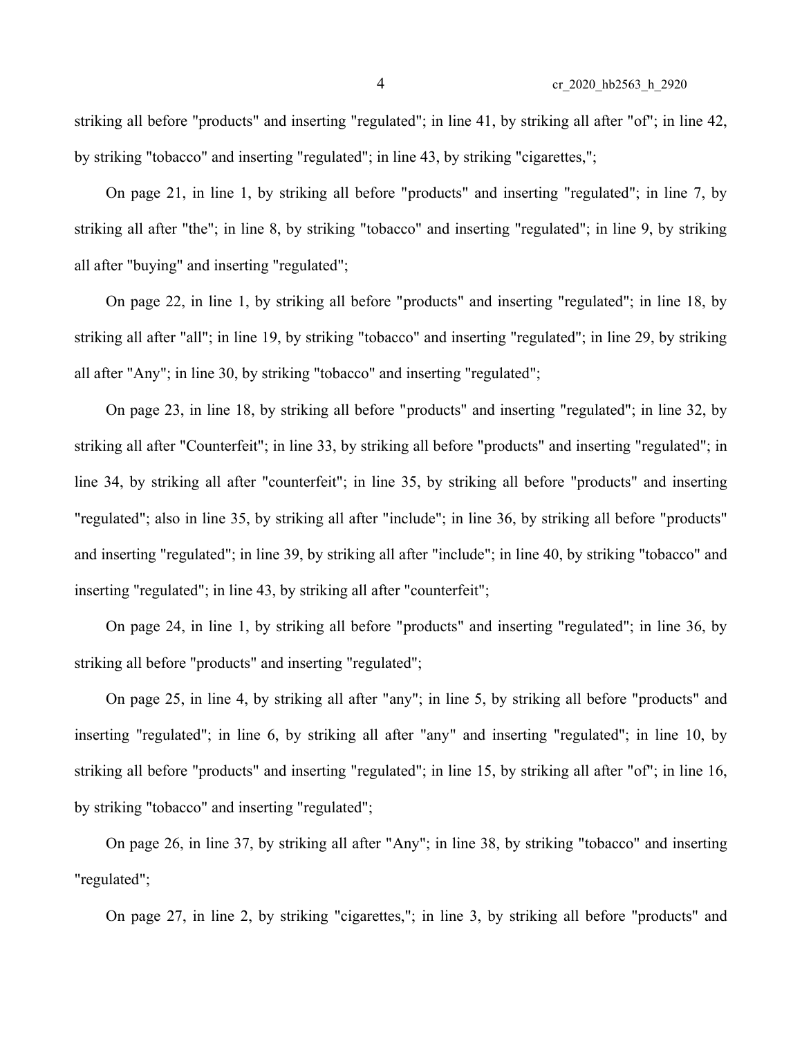striking all before "products" and inserting "regulated"; in line 41, by striking all after "of"; in line 42, by striking "tobacco" and inserting "regulated"; in line 43, by striking "cigarettes,";

On page 21, in line 1, by striking all before "products" and inserting "regulated"; in line 7, by striking all after "the"; in line 8, by striking "tobacco" and inserting "regulated"; in line 9, by striking all after "buying" and inserting "regulated";

On page 22, in line 1, by striking all before "products" and inserting "regulated"; in line 18, by striking all after "all"; in line 19, by striking "tobacco" and inserting "regulated"; in line 29, by striking all after "Any"; in line 30, by striking "tobacco" and inserting "regulated";

On page 23, in line 18, by striking all before "products" and inserting "regulated"; in line 32, by striking all after "Counterfeit"; in line 33, by striking all before "products" and inserting "regulated"; in line 34, by striking all after "counterfeit"; in line 35, by striking all before "products" and inserting "regulated"; also in line 35, by striking all after "include"; in line 36, by striking all before "products" and inserting "regulated"; in line 39, by striking all after "include"; in line 40, by striking "tobacco" and inserting "regulated"; in line 43, by striking all after "counterfeit";

On page 24, in line 1, by striking all before "products" and inserting "regulated"; in line 36, by striking all before "products" and inserting "regulated";

On page 25, in line 4, by striking all after "any"; in line 5, by striking all before "products" and inserting "regulated"; in line 6, by striking all after "any" and inserting "regulated"; in line 10, by striking all before "products" and inserting "regulated"; in line 15, by striking all after "of"; in line 16, by striking "tobacco" and inserting "regulated";

On page 26, in line 37, by striking all after "Any"; in line 38, by striking "tobacco" and inserting "regulated";

On page 27, in line 2, by striking "cigarettes,"; in line 3, by striking all before "products" and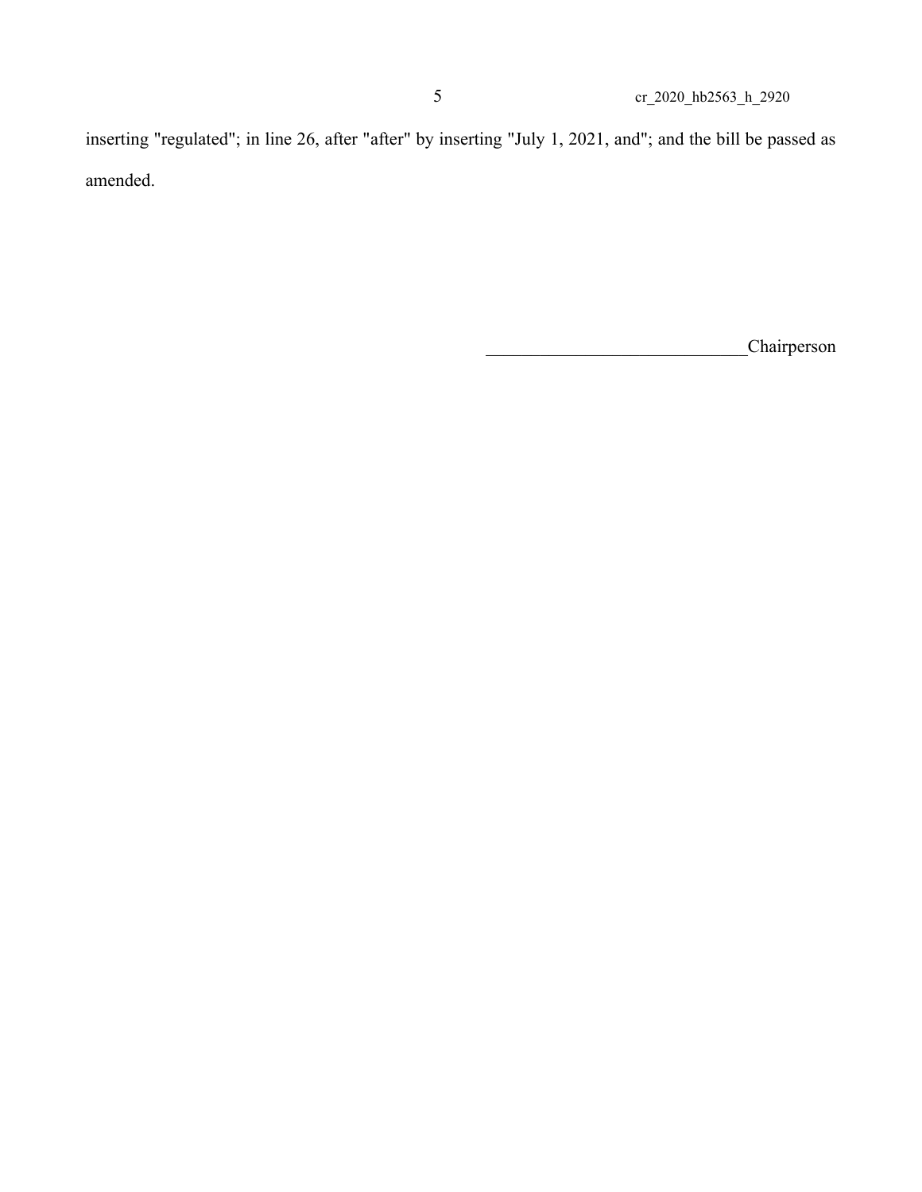inserting "regulated"; in line 26, after "after" by inserting "July 1, 2021, and"; and the bill be passed as amended.

_____________________________Chairperson